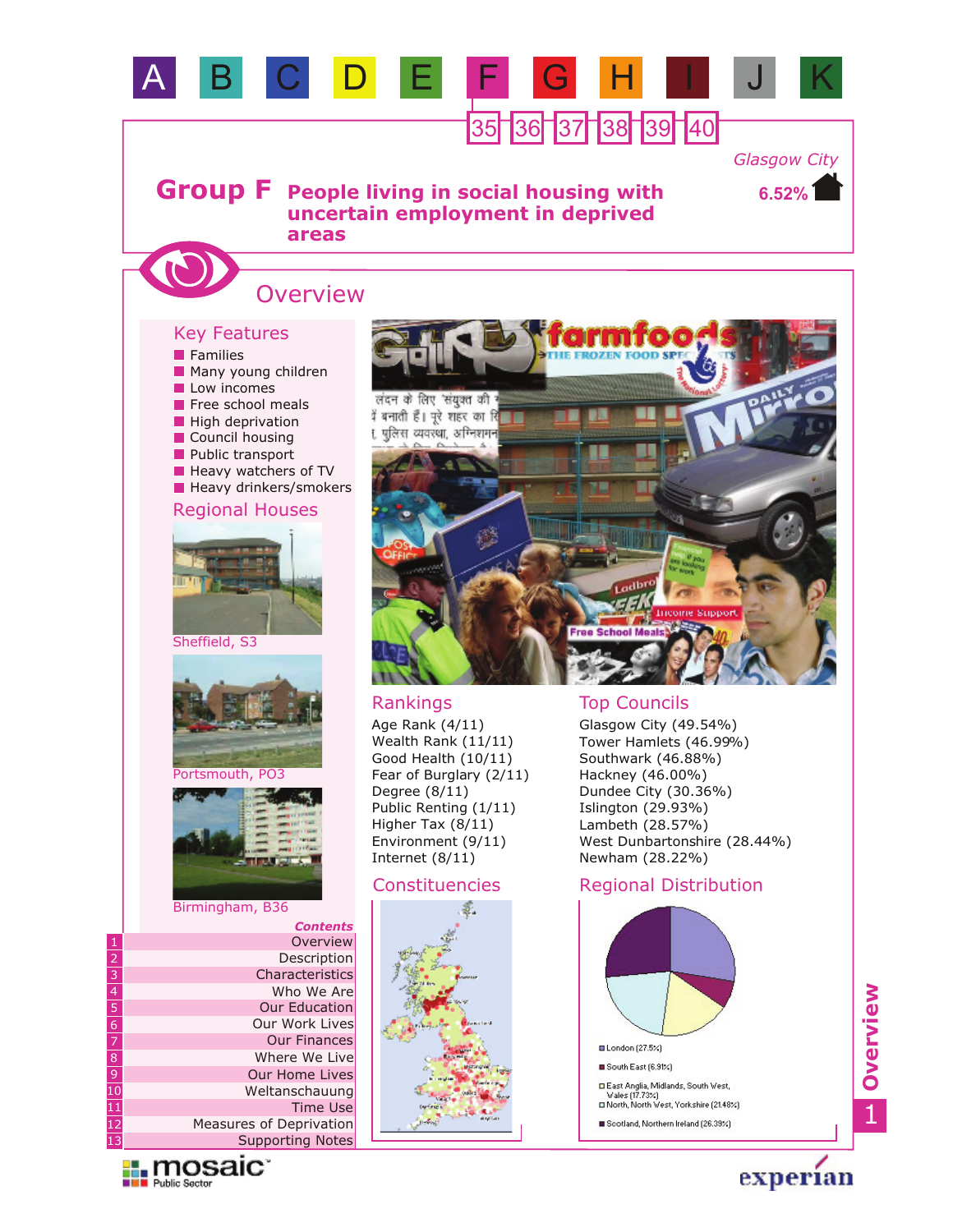A B C D E F G H I J K

35 36 37 38 39 40

Glasgow City

6.52%

# Group F People living in social housing with uncertain employment in deprived areas

## Overview

### Key Features

- Families
- Many young children
- Low incomes
- Free school meals
- High deprivation
- Council housing
- Public transport
- Heavy watchers of TV
- Heavy drinkers/smokers

### Regional Houses

Sheffield, S3

Portsmouth, PO3

Birmingham, B36

### Rankings

Age Rank (4/11)
Wealth Rank (11/11)
Good Health (10/11)
Fear of Burglary (2/11)
Degree (8/11)
Public Renting (1/11)
Higher Tax (8/11)
Environment (9/11)
Internet (8/11)

### Top Councils

Glasgow City (49.54%)
Tower Hamlets (46.99%)
Southwark (46.88%)
Hackney (46.00%)
Dundee City (30.36%)
Islington (29.93%)
Lambeth (28.57%)
West Dunbartonshire (28.44%)
Newham (28.22%)

### Constituencies

### Regional Distribution

- London (27.5%)
- South East (6.91%)
- East Anglia, Midlands, South West, Wales (17.73%)
- North, North West, Yorkshire (21.48%)
- Scotland, Northern Ireland (26.39%)

*Contents*

1. Overview
2. Description
3. Characteristics
4. Who We Are
5. Our Education
6. Our Work Lives
7. Our Finances
8. Where We Live
9. Our Home Lives
10. Weltanschauung
11. Time Use
12. Measures of Deprivation
13. Supporting Notes

Overview 1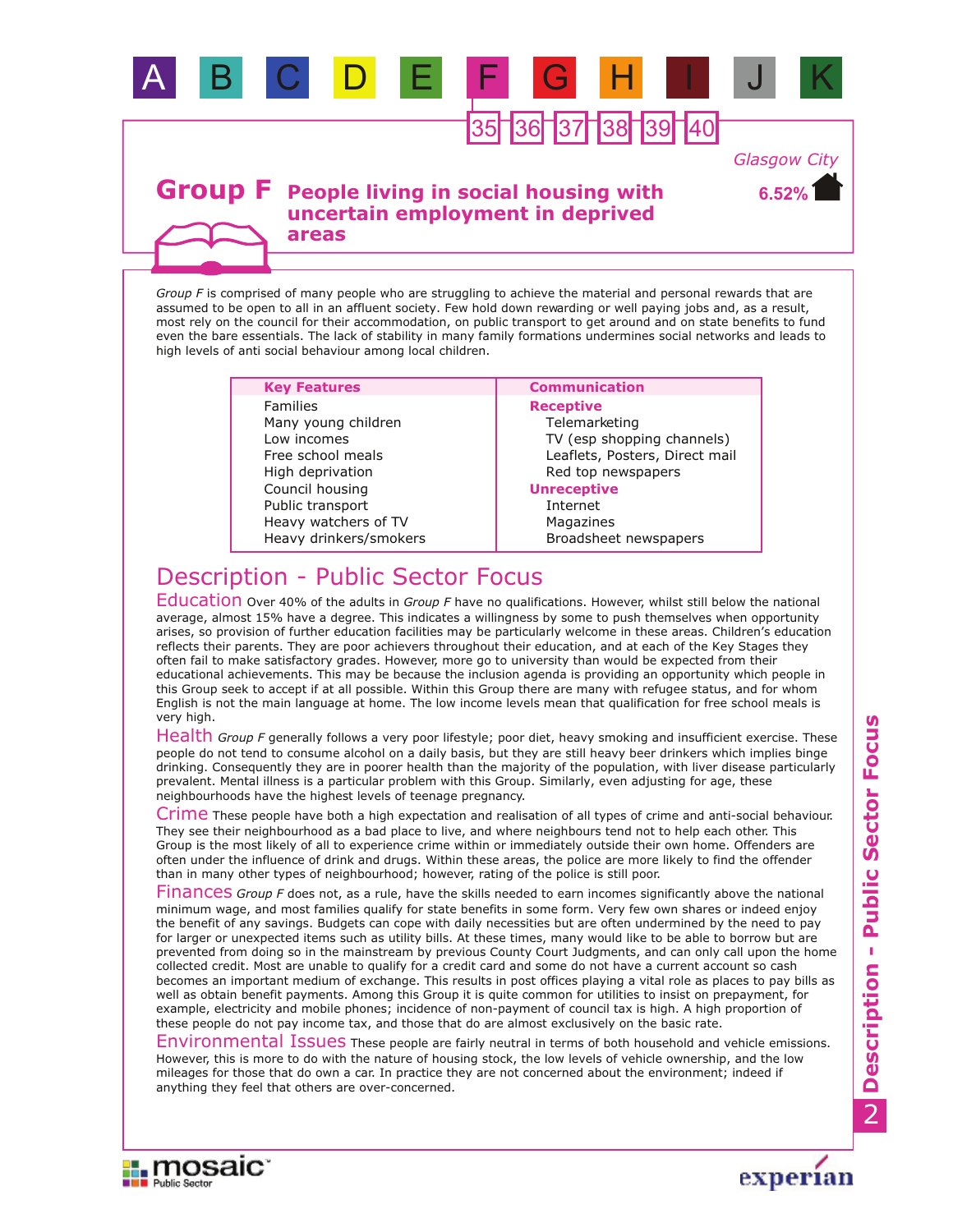A B C D E F G H I J K

35 36 37 38 39 40

Glasgow City

6.52%

# Group F People living in social housing with uncertain employment in deprived areas

*Group F* is comprised of many people who are struggling to achieve the material and personal rewards that are assumed to be open to all in an affluent society. Few hold down rewarding or well paying jobs and, as a result, most rely on the council for their accommodation, on public transport to get around and on state benefits to fund even the bare essentials. The lack of stability in many family formations undermines social networks and leads to high levels of anti social behaviour among local children.

| Key Features | Communication |
|---|---|
| Families | **Receptive** |
| Many young children | Telemarketing |
| Low incomes | TV (esp shopping channels) |
| Free school meals | Leaflets, Posters, Direct mail |
| High deprivation | Red top newspapers |
| Council housing | **Unreceptive** |
| Public transport | Internet |
| Heavy watchers of TV | Magazines |
| Heavy drinkers/smokers | Broadsheet newspapers |

## Description - Public Sector Focus

**Education** Over 40% of the adults in *Group F* have no qualifications. However, whilst still below the national average, almost 15% have a degree. This indicates a willingness by some to push themselves when opportunity arises, so provision of further education facilities may be particularly welcome in these areas. Children's education reflects their parents. They are poor achievers throughout their education, and at each of the Key Stages they often fail to make satisfactory grades. However, more go to university than would be expected from their educational achievements. This may be because the inclusion agenda is providing an opportunity which people in this Group seek to accept if at all possible. Within this Group there are many with refugee status, and for whom English is not the main language at home. The low income levels mean that qualification for free school meals is very high.

**Health** *Group F* generally follows a very poor lifestyle; poor diet, heavy smoking and insufficient exercise. These people do not tend to consume alcohol on a daily basis, but they are still heavy beer drinkers which implies binge drinking. Consequently they are in poorer health than the majority of the population, with liver disease particularly prevalent. Mental illness is a particular problem with this Group. Similarly, even adjusting for age, these neighbourhoods have the highest levels of teenage pregnancy.

**Crime** These people have both a high expectation and realisation of all types of crime and anti-social behaviour. They see their neighbourhood as a bad place to live, and where neighbours tend not to help each other. This Group is the most likely of all to experience crime within or immediately outside their own home. Offenders are often under the influence of drink and drugs. Within these areas, the police are more likely to find the offender than in many other types of neighbourhood; however, rating of the police is still poor.

**Finances** *Group F* does not, as a rule, have the skills needed to earn incomes significantly above the national minimum wage, and most families qualify for state benefits in some form. Very few own shares or indeed enjoy the benefit of any savings. Budgets can cope with daily necessities but are often undermined by the need to pay for larger or unexpected items such as utility bills. At these times, many would like to be able to borrow but are prevented from doing so in the mainstream by previous County Court Judgments, and can only call upon the home collected credit. Most are unable to qualify for a credit card and some do not have a current account so cash becomes an important medium of exchange. This results in post offices playing a vital role as places to pay bills as well as obtain benefit payments. Among this Group it is quite common for utilities to insist on prepayment, for example, electricity and mobile phones; incidence of non-payment of council tax is high. A high proportion of these people do not pay income tax, and those that do are almost exclusively on the basic rate.

**Environmental Issues** These people are fairly neutral in terms of both household and vehicle emissions. However, this is more to do with the nature of housing stock, the low levels of vehicle ownership, and the low mileages for those that do own a car. In practice they are not concerned about the environment; indeed if anything they feel that others are over-concerned.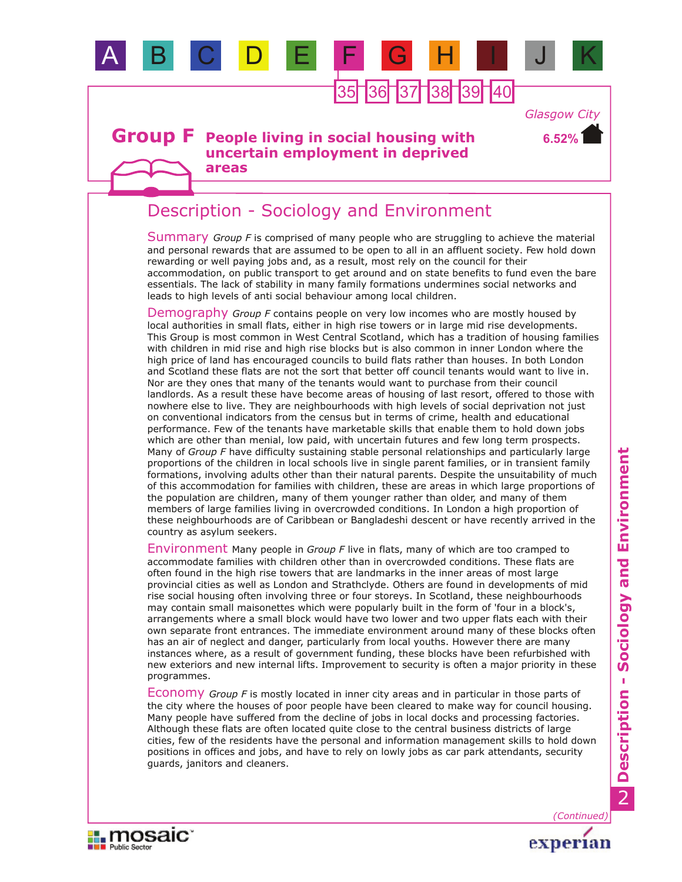A B C D E F G H I J K

35 36 37 38 39 40

Glasgow City

6.52%

# Group F People living in social housing with uncertain employment in deprived areas

## Description - Sociology and Environment

**Summary** *Group F* is comprised of many people who are struggling to achieve the material and personal rewards that are assumed to be open to all in an affluent society. Few hold down rewarding or well paying jobs and, as a result, most rely on the council for their accommodation, on public transport to get around and on state benefits to fund even the bare essentials. The lack of stability in many family formations undermines social networks and leads to high levels of anti social behaviour among local children.

**Demography** *Group F* contains people on very low incomes who are mostly housed by local authorities in small flats, either in high rise towers or in large mid rise developments. This Group is most common in West Central Scotland, which has a tradition of housing families with children in mid rise and high rise blocks but is also common in inner London where the high price of land has encouraged councils to build flats rather than houses. In both London and Scotland these flats are not the sort that better off council tenants would want to live in. Nor are they ones that many of the tenants would want to purchase from their council landlords. As a result these have become areas of housing of last resort, offered to those with nowhere else to live. They are neighbourhoods with high levels of social deprivation not just on conventional indicators from the census but in terms of crime, health and educational performance. Few of the tenants have marketable skills that enable them to hold down jobs which are other than menial, low paid, with uncertain futures and few long term prospects. Many of *Group F* have difficulty sustaining stable personal relationships and particularly large proportions of the children in local schools live in single parent families, or in transient family formations, involving adults other than their natural parents. Despite the unsuitability of much of this accommodation for families with children, these are areas in which large proportions of the population are children, many of them younger rather than older, and many of them members of large families living in overcrowded conditions. In London a high proportion of these neighbourhoods are of Caribbean or Bangladeshi descent or have recently arrived in the country as asylum seekers.

**Environment** Many people in *Group F* live in flats, many of which are too cramped to accommodate families with children other than in overcrowded conditions. These flats are often found in the high rise towers that are landmarks in the inner areas of most large provincial cities as well as London and Strathclyde. Others are found in developments of mid rise social housing often involving three or four storeys. In Scotland, these neighbourhoods may contain small maisonettes which were popularly built in the form of 'four in a block's, arrangements where a small block would have two lower and two upper flats each with their own separate front entrances. The immediate environment around many of these blocks often has an air of neglect and danger, particularly from local youths. However there are many instances where, as a result of government funding, these blocks have been refurbished with new exteriors and new internal lifts. Improvement to security is often a major priority in these programmes.

**Economy** *Group F* is mostly located in inner city areas and in particular in those parts of the city where the houses of poor people have been cleared to make way for council housing. Many people have suffered from the decline of jobs in local docks and processing factories. Although these flats are often located quite close to the central business districts of large cities, few of the residents have the personal and information management skills to hold down positions in offices and jobs, and have to rely on lowly jobs as car park attendants, security guards, janitors and cleaners.

*(Continued)*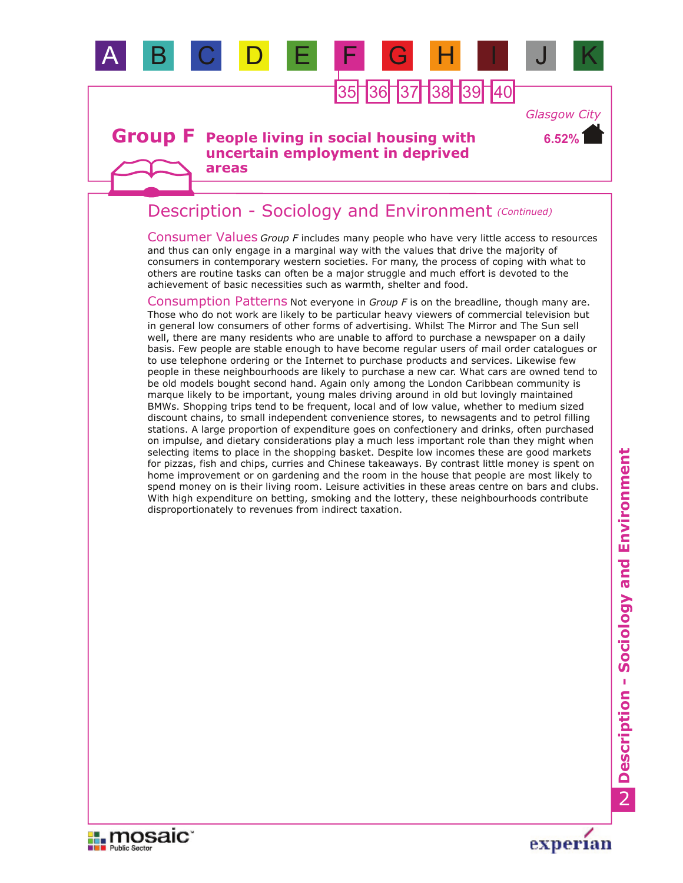A B C D E F G H I J K

35 36 37 38 39 40

Glasgow City

6.52%

## Group F People living in social housing with uncertain employment in deprived areas

### Description - Sociology and Environment *(Continued)*

**Consumer Values** *Group F* includes many people who have very little access to resources and thus can only engage in a marginal way with the values that drive the majority of consumers in contemporary western societies. For many, the process of coping with what to others are routine tasks can often be a major struggle and much effort is devoted to the achievement of basic necessities such as warmth, shelter and food.

**Consumption Patterns** Not everyone in *Group F* is on the breadline, though many are. Those who do not work are likely to be particular heavy viewers of commercial television but in general low consumers of other forms of advertising. Whilst The Mirror and The Sun sell well, there are many residents who are unable to afford to purchase a newspaper on a daily basis. Few people are stable enough to have become regular users of mail order catalogues or to use telephone ordering or the Internet to purchase products and services. Likewise few people in these neighbourhoods are likely to purchase a new car. What cars are owned tend to be old models bought second hand. Again only among the London Caribbean community is marque likely to be important, young males driving around in old but lovingly maintained BMWs. Shopping trips tend to be frequent, local and of low value, whether to medium sized discount chains, to small independent convenience stores, to newsagents and to petrol filling stations. A large proportion of expenditure goes on confectionery and drinks, often purchased on impulse, and dietary considerations play a much less important role than they might when selecting items to place in the shopping basket. Despite low incomes these are good markets for pizzas, fish and chips, curries and Chinese takeaways. By contrast little money is spent on home improvement or on gardening and the room in the house that people are most likely to spend money on is their living room. Leisure activities in these areas centre on bars and clubs. With high expenditure on betting, smoking and the lottery, these neighbourhoods contribute disproportionately to revenues from indirect taxation.

Description - Sociology and Environment

mosaic Public Sector

experian